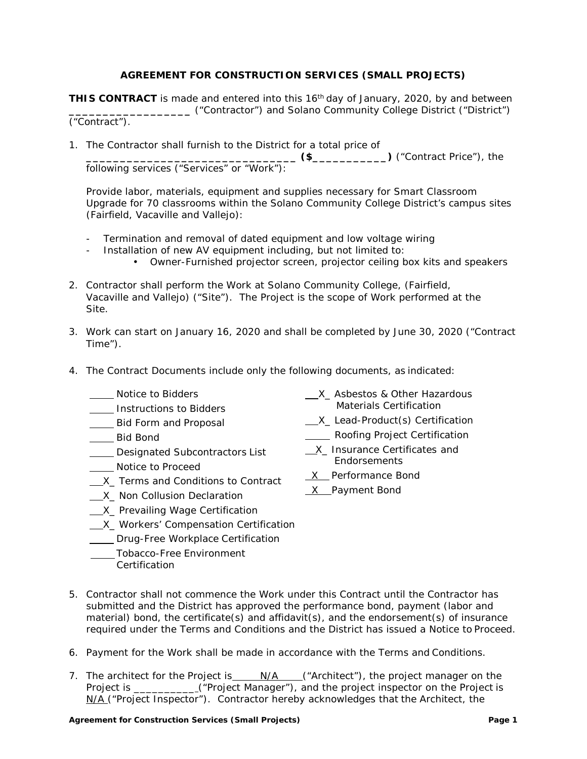# AGREEMENT FOR CONSTRUCTION SERVICES (SMALL PROJECTS)

**THIS CONTRACT** is made and entered into this 16th day of January, 2020, by and between ___________________ ("Contractor") and Solano Community College District ("District") ("Contract").

1. The Contractor shall furnish to the District for a total price of _______________________________ **($___________)** ("Contract Price"), the following services ("Services" or "Work"):

   Provide labor, materials, equipment and supplies necessary for Smart Classroom Upgrade for 70 classrooms within the Solano Community College District's campus sites (Fairfield, Vacaville and Vallejo):

   - Termination and removal of dated equipment and low voltage wiring
   - Installation of new AV equipment including, but not limited to:
     - Owner-Furnished projector screen, projector ceiling box kits and speakers

2. Contractor shall perform the Work at Solano Community College, (Fairfield, Vacaville and Vallejo) ("Site"). The Project is the scope of Work performed at the Site.

3. Work can start on January 16, 2020 and shall be completed by June 30, 2020 ("Contract Time").

4. The Contract Documents include only the following documents, as indicated:

   _____ Notice to Bidders
   _____ Instructions to Bidders
   _____ Bid Form and Proposal
   _____ Bid Bond
   _____ Designated Subcontractors List
   _____ Notice to Proceed
   __X_ Terms and Conditions to Contract
   __X_ Non Collusion Declaration
   __X_ Prevailing Wage Certification
   __X_ Workers' Compensation Certification
   _____ Drug-Free Workplace Certification
   _____ Tobacco-Free Environment Certification
   __X_ Asbestos & Other Hazardous Materials Certification
   __X_ Lead-Product(s) Certification
   _____ Roofing Project Certification
   __X_ Insurance Certificates and Endorsements
   _X__ Performance Bond
   _X__ Payment Bond

5. Contractor shall not commence the Work under this Contract until the Contractor has submitted and the District has approved the performance bond, payment (labor and material) bond, the certificate(s) and affidavit(s), and the endorsement(s) of insurance required under the Terms and Conditions and the District has issued a Notice to Proceed.

6. Payment for the Work shall be made in accordance with the Terms and Conditions.

7. The architect for the Project is N/A ("Architect"), the project manager on the Project is ___________ ("Project Manager"), and the project inspector on the Project is N/A ("Project Inspector"). Contractor hereby acknowledges that the Architect, the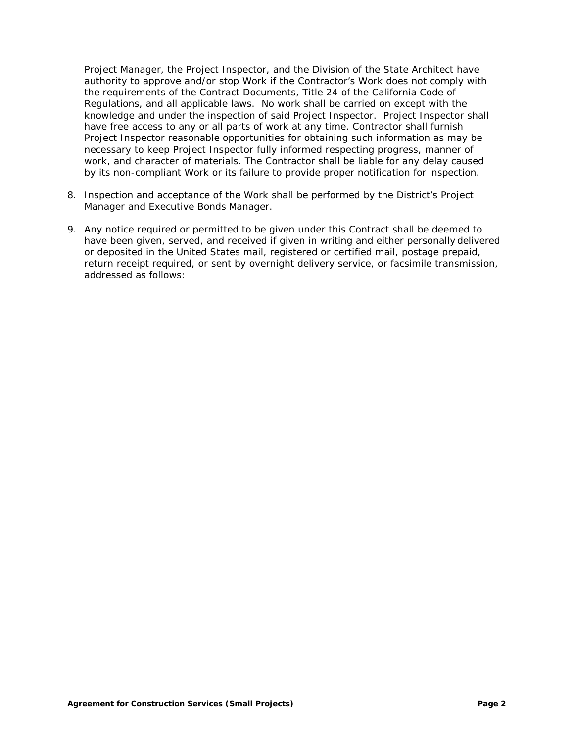Project Manager, the Project Inspector, and the Division of the State Architect have authority to approve and/or stop Work if the Contractor's Work does not comply with the requirements of the Contract Documents, Title 24 of the California Code of Regulations, and all applicable laws. No work shall be carried on except with the knowledge and under the inspection of said Project Inspector. Project Inspector shall have free access to any or all parts of work at any time. Contractor shall furnish Project Inspector reasonable opportunities for obtaining such information as may be necessary to keep Project Inspector fully informed respecting progress, manner of work, and character of materials. The Contractor shall be liable for any delay caused by its non-compliant Work or its failure to provide proper notification for inspection.

8. Inspection and acceptance of the Work shall be performed by the District's Project Manager and Executive Bonds Manager.

9. Any notice required or permitted to be given under this Contract shall be deemed to have been given, served, and received if given in writing and either personally delivered or deposited in the United States mail, registered or certified mail, postage prepaid, return receipt required, or sent by overnight delivery service, or facsimile transmission, addressed as follows: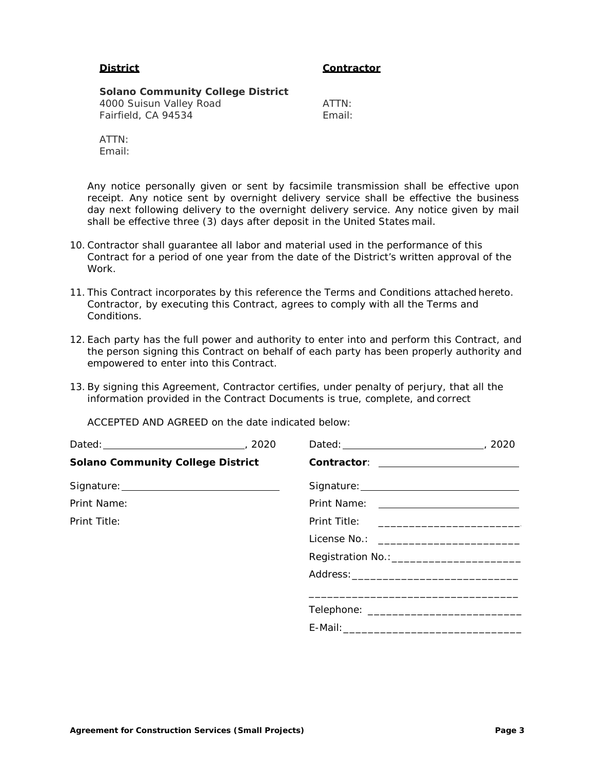**District**

**Solano Community College District**
4000 Suisun Valley Road
Fairfield, CA 94534

ATTN:
Email:

**Contractor**

ATTN:
Email:

Any notice personally given or sent by facsimile transmission shall be effective upon receipt. Any notice sent by overnight delivery service shall be effective the business day next following delivery to the overnight delivery service. Any notice given by mail shall be effective three (3) days after deposit in the United States mail.

10. Contractor shall guarantee all labor and material used in the performance of this Contract for a period of one year from the date of the District's written approval of the Work.

11. This Contract incorporates by this reference the Terms and Conditions attached hereto. Contractor, by executing this Contract, agrees to comply with all the Terms and Conditions.

12. Each party has the full power and authority to enter into and perform this Contract, and the person signing this Contract on behalf of each party has been properly authority and empowered to enter into this Contract.

13. By signing this Agreement, Contractor certifies, under penalty of perjury, that all the information provided in the Contract Documents is true, complete, and correct

ACCEPTED AND AGREED on the date indicated below:

Dated: ________________________, 2020

**Solano Community College District**

Signature: ____________________________

Print Name:

Print Title:

Dated: ________________________, 2020

**Contractor**: ________________________

Signature: ____________________________

Print Name: ___________________________

Print Title: ___________________________

License No.: __________________________

Registration No.: ______________________

Address: _____________________________

______________________________________

Telephone: ___________________________

E-Mail: ______________________________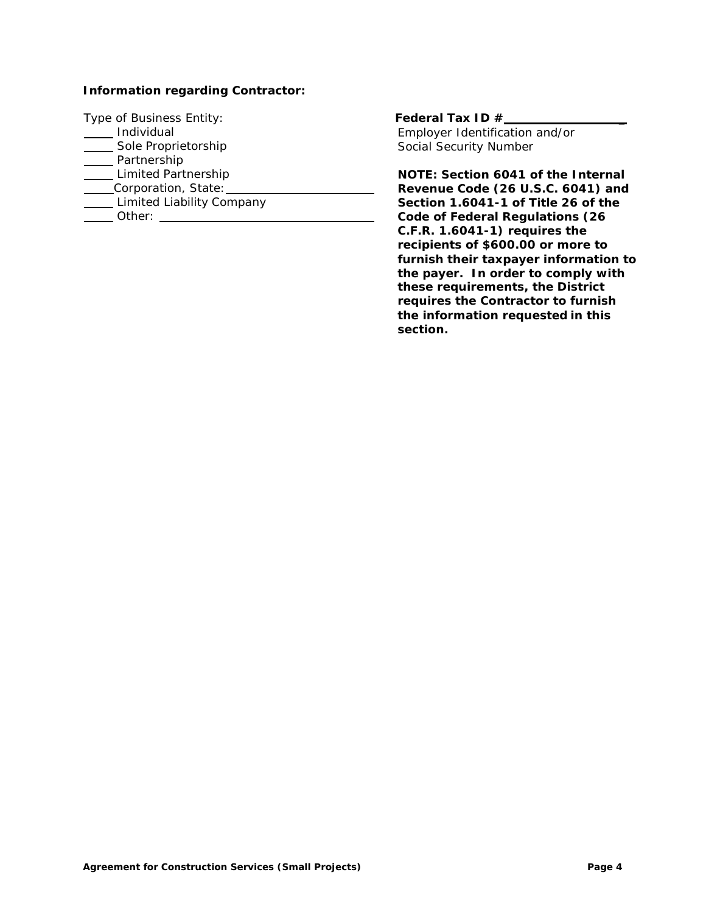**Information regarding Contractor:**

Type of Business Entity:

_____ Individual
_____ Sole Proprietorship
_____ Partnership
_____ Limited Partnership
_____Corporation, State: ______________________
_____ Limited Liability Company
_____ Other: ______________________________

**Federal Tax ID #**________________
Employer Identification and/or
Social Security Number

**NOTE: Section 6041 of the Internal Revenue Code (26 U.S.C. 6041) and Section 1.6041-1 of Title 26 of the Code of Federal Regulations (26 C.F.R. 1.6041-1) requires the recipients of $600.00 or more to furnish their taxpayer information to the payer. In order to comply with these requirements, the District requires the Contractor to furnish the information requested in this section.**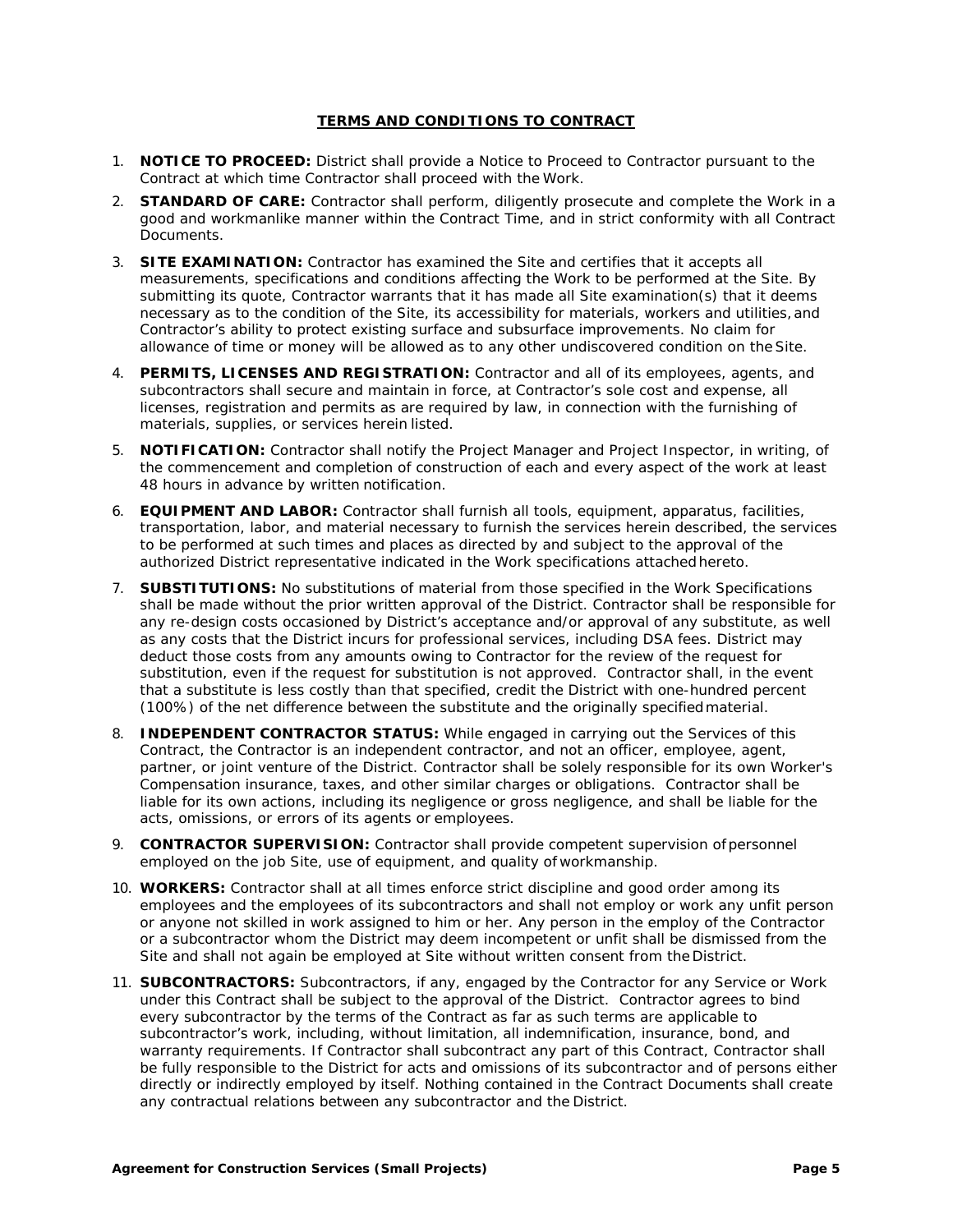## TERMS AND CONDITIONS TO CONTRACT

1. **NOTICE TO PROCEED:** District shall provide a Notice to Proceed to Contractor pursuant to the Contract at which time Contractor shall proceed with the Work.

2. **STANDARD OF CARE:** Contractor shall perform, diligently prosecute and complete the Work in a good and workmanlike manner within the Contract Time, and in strict conformity with all Contract Documents.

3. **SITE EXAMINATION:** Contractor has examined the Site and certifies that it accepts all measurements, specifications and conditions affecting the Work to be performed at the Site. By submitting its quote, Contractor warrants that it has made all Site examination(s) that it deems necessary as to the condition of the Site, its accessibility for materials, workers and utilities, and Contractor's ability to protect existing surface and subsurface improvements. No claim for allowance of time or money will be allowed as to any other undiscovered condition on the Site.

4. **PERMITS, LICENSES AND REGISTRATION:** Contractor and all of its employees, agents, and subcontractors shall secure and maintain in force, at Contractor's sole cost and expense, all licenses, registration and permits as are required by law, in connection with the furnishing of materials, supplies, or services herein listed.

5. **NOTIFICATION:** Contractor shall notify the Project Manager and Project Inspector, in writing, of the commencement and completion of construction of each and every aspect of the work at least 48 hours in advance by written notification.

6. **EQUIPMENT AND LABOR:** Contractor shall furnish all tools, equipment, apparatus, facilities, transportation, labor, and material necessary to furnish the services herein described, the services to be performed at such times and places as directed by and subject to the approval of the authorized District representative indicated in the Work specifications attached hereto.

7. **SUBSTITUTIONS:** No substitutions of material from those specified in the Work Specifications shall be made without the prior written approval of the District. Contractor shall be responsible for any re-design costs occasioned by District's acceptance and/or approval of any substitute, as well as any costs that the District incurs for professional services, including DSA fees. District may deduct those costs from any amounts owing to Contractor for the review of the request for substitution, even if the request for substitution is not approved. Contractor shall, in the event that a substitute is less costly than that specified, credit the District with one-hundred percent (100%) of the net difference between the substitute and the originally specified material.

8. **INDEPENDENT CONTRACTOR STATUS:** While engaged in carrying out the Services of this Contract, the Contractor is an independent contractor, and not an officer, employee, agent, partner, or joint venture of the District. Contractor shall be solely responsible for its own Worker's Compensation insurance, taxes, and other similar charges or obligations. Contractor shall be liable for its own actions, including its negligence or gross negligence, and shall be liable for the acts, omissions, or errors of its agents or employees.

9. **CONTRACTOR SUPERVISION:** Contractor shall provide competent supervision of personnel employed on the job Site, use of equipment, and quality of workmanship.

10. **WORKERS:** Contractor shall at all times enforce strict discipline and good order among its employees and the employees of its subcontractors and shall not employ or work any unfit person or anyone not skilled in work assigned to him or her. Any person in the employ of the Contractor or a subcontractor whom the District may deem incompetent or unfit shall be dismissed from the Site and shall not again be employed at Site without written consent from the District.

11. **SUBCONTRACTORS:** Subcontractors, if any, engaged by the Contractor for any Service or Work under this Contract shall be subject to the approval of the District. Contractor agrees to bind every subcontractor by the terms of the Contract as far as such terms are applicable to subcontractor's work, including, without limitation, all indemnification, insurance, bond, and warranty requirements. If Contractor shall subcontract any part of this Contract, Contractor shall be fully responsible to the District for acts and omissions of its subcontractor and of persons either directly or indirectly employed by itself. Nothing contained in the Contract Documents shall create any contractual relations between any subcontractor and the District.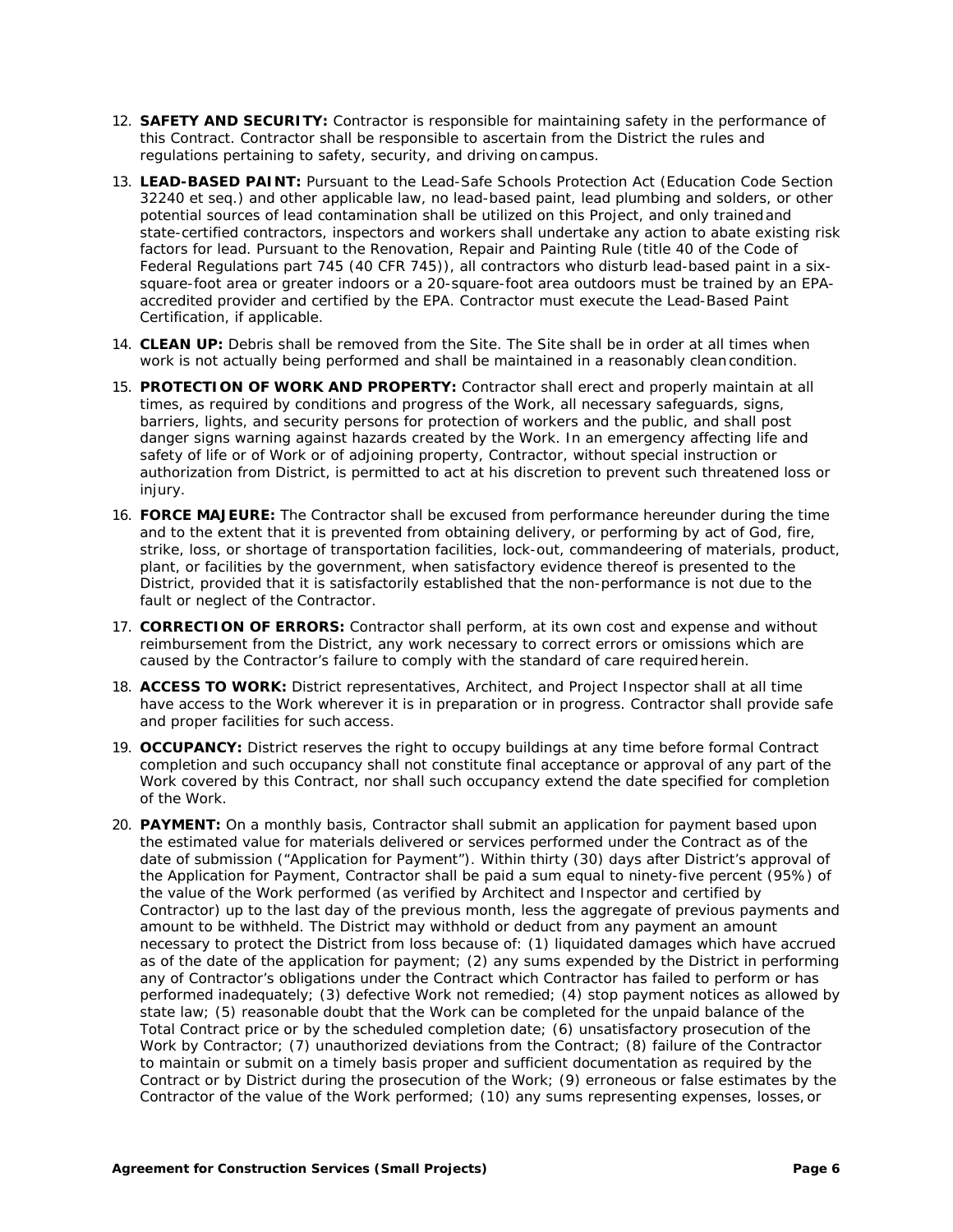12. **SAFETY AND SECURITY:** Contractor is responsible for maintaining safety in the performance of this Contract. Contractor shall be responsible to ascertain from the District the rules and regulations pertaining to safety, security, and driving on campus.

13. **LEAD-BASED PAINT:** Pursuant to the Lead-Safe Schools Protection Act (Education Code Section 32240 et seq.) and other applicable law, no lead-based paint, lead plumbing and solders, or other potential sources of lead contamination shall be utilized on this Project, and only trained and state-certified contractors, inspectors and workers shall undertake any action to abate existing risk factors for lead. Pursuant to the Renovation, Repair and Painting Rule (title 40 of the Code of Federal Regulations part 745 (40 CFR 745)), all contractors who disturb lead-based paint in a six-square-foot area or greater indoors or a 20-square-foot area outdoors must be trained by an EPA-accredited provider and certified by the EPA. Contractor must execute the Lead-Based Paint Certification, if applicable.

14. **CLEAN UP:** Debris shall be removed from the Site. The Site shall be in order at all times when work is not actually being performed and shall be maintained in a reasonably clean condition.

15. **PROTECTION OF WORK AND PROPERTY:** Contractor shall erect and properly maintain at all times, as required by conditions and progress of the Work, all necessary safeguards, signs, barriers, lights, and security persons for protection of workers and the public, and shall post danger signs warning against hazards created by the Work. In an emergency affecting life and safety of life or of Work or of adjoining property, Contractor, without special instruction or authorization from District, is permitted to act at his discretion to prevent such threatened loss or injury.

16. **FORCE MAJEURE:** The Contractor shall be excused from performance hereunder during the time and to the extent that it is prevented from obtaining delivery, or performing by act of God, fire, strike, loss, or shortage of transportation facilities, lock-out, commandeering of materials, product, plant, or facilities by the government, when satisfactory evidence thereof is presented to the District, provided that it is satisfactorily established that the non-performance is not due to the fault or neglect of the Contractor.

17. **CORRECTION OF ERRORS:** Contractor shall perform, at its own cost and expense and without reimbursement from the District, any work necessary to correct errors or omissions which are caused by the Contractor's failure to comply with the standard of care required herein.

18. **ACCESS TO WORK:** District representatives, Architect, and Project Inspector shall at all time have access to the Work wherever it is in preparation or in progress. Contractor shall provide safe and proper facilities for such access.

19. **OCCUPANCY:** District reserves the right to occupy buildings at any time before formal Contract completion and such occupancy shall not constitute final acceptance or approval of any part of the Work covered by this Contract, nor shall such occupancy extend the date specified for completion of the Work.

20. **PAYMENT:** On a monthly basis, Contractor shall submit an application for payment based upon the estimated value for materials delivered or services performed under the Contract as of the date of submission ("Application for Payment"). Within thirty (30) days after District's approval of the Application for Payment, Contractor shall be paid a sum equal to ninety-five percent (95%) of the value of the Work performed (as verified by Architect and Inspector and certified by Contractor) up to the last day of the previous month, less the aggregate of previous payments and amount to be withheld. The District may withhold or deduct from any payment an amount necessary to protect the District from loss because of: (1) liquidated damages which have accrued as of the date of the application for payment; (2) any sums expended by the District in performing any of Contractor's obligations under the Contract which Contractor has failed to perform or has performed inadequately; (3) defective Work not remedied; (4) stop payment notices as allowed by state law; (5) reasonable doubt that the Work can be completed for the unpaid balance of the Total Contract price or by the scheduled completion date; (6) unsatisfactory prosecution of the Work by Contractor; (7) unauthorized deviations from the Contract; (8) failure of the Contractor to maintain or submit on a timely basis proper and sufficient documentation as required by the Contract or by District during the prosecution of the Work; (9) erroneous or false estimates by the Contractor of the value of the Work performed; (10) any sums representing expenses, losses, or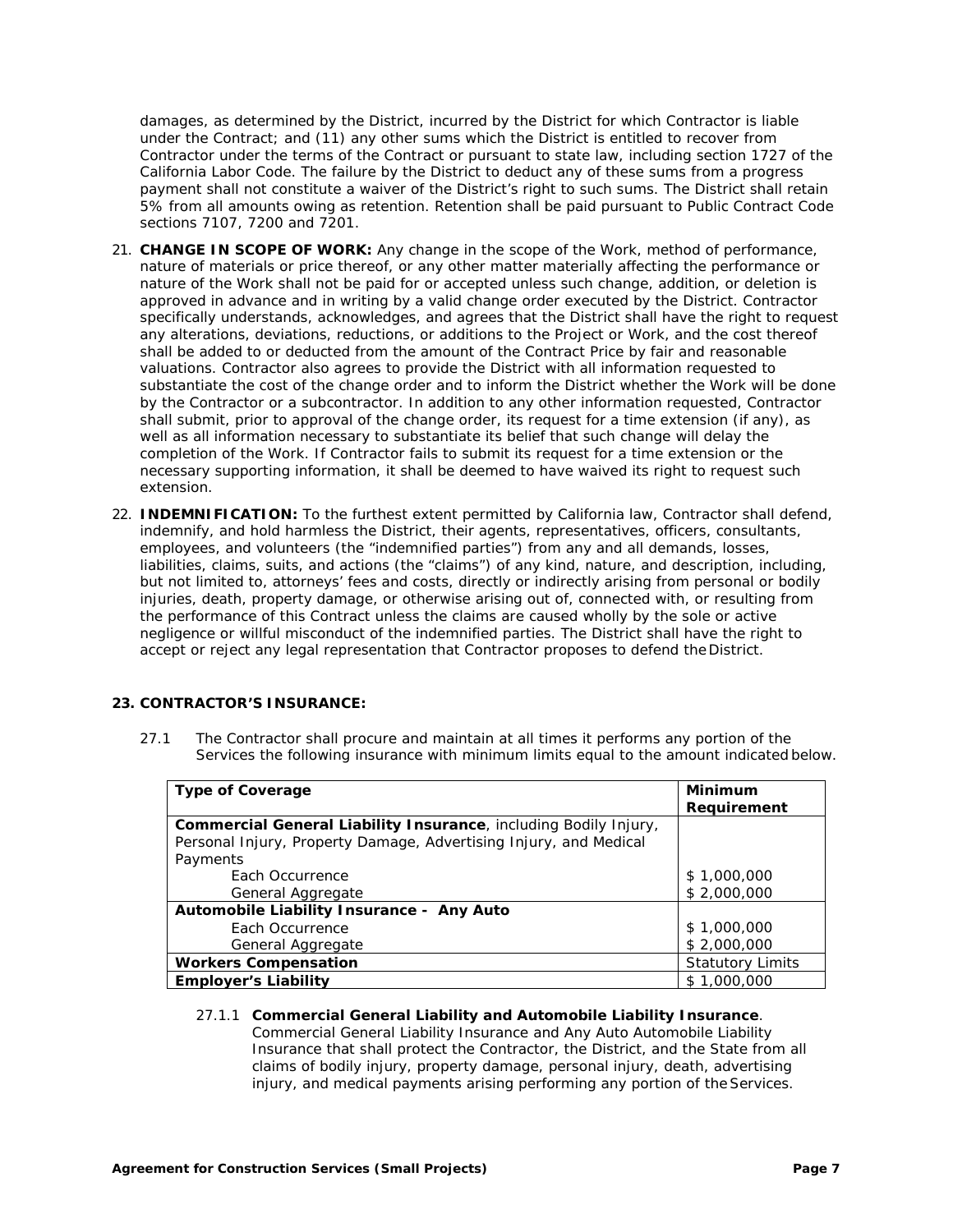damages, as determined by the District, incurred by the District for which Contractor is liable under the Contract; and (11) any other sums which the District is entitled to recover from Contractor under the terms of the Contract or pursuant to state law, including section 1727 of the California Labor Code. The failure by the District to deduct any of these sums from a progress payment shall not constitute a waiver of the District's right to such sums. The District shall retain 5% from all amounts owing as retention. Retention shall be paid pursuant to Public Contract Code sections 7107, 7200 and 7201.

21. **CHANGE IN SCOPE OF WORK:** Any change in the scope of the Work, method of performance, nature of materials or price thereof, or any other matter materially affecting the performance or nature of the Work shall not be paid for or accepted unless such change, addition, or deletion is approved in advance and in writing by a valid change order executed by the District. Contractor specifically understands, acknowledges, and agrees that the District shall have the right to request any alterations, deviations, reductions, or additions to the Project or Work, and the cost thereof shall be added to or deducted from the amount of the Contract Price by fair and reasonable valuations. Contractor also agrees to provide the District with all information requested to substantiate the cost of the change order and to inform the District whether the Work will be done by the Contractor or a subcontractor. In addition to any other information requested, Contractor shall submit, prior to approval of the change order, its request for a time extension (if any), as well as all information necessary to substantiate its belief that such change will delay the completion of the Work. If Contractor fails to submit its request for a time extension or the necessary supporting information, it shall be deemed to have waived its right to request such extension.

22. **INDEMNIFICATION:** To the furthest extent permitted by California law, Contractor shall defend, indemnify, and hold harmless the District, their agents, representatives, officers, consultants, employees, and volunteers (the "indemnified parties") from any and all demands, losses, liabilities, claims, suits, and actions (the "claims") of any kind, nature, and description, including, but not limited to, attorneys' fees and costs, directly or indirectly arising from personal or bodily injuries, death, property damage, or otherwise arising out of, connected with, or resulting from the performance of this Contract unless the claims are caused wholly by the sole or active negligence or willful misconduct of the indemnified parties. The District shall have the right to accept or reject any legal representation that Contractor proposes to defend the District.

**23. CONTRACTOR'S INSURANCE:**

27.1 The Contractor shall procure and maintain at all times it performs any portion of the Services the following insurance with minimum limits equal to the amount indicated below.

| Type of Coverage | Minimum Requirement |
|---|---|
| **Commercial General Liability Insurance**, including Bodily Injury, Personal Injury, Property Damage, Advertising Injury, and Medical Payments | |
| Each Occurrence | $ 1,000,000 |
| General Aggregate | $ 2,000,000 |
| **Automobile Liability Insurance - Any Auto** | |
| Each Occurrence | $ 1,000,000 |
| General Aggregate | $ 2,000,000 |
| **Workers Compensation** | Statutory Limits |
| **Employer's Liability** | $ 1,000,000 |

27.1.1 **Commercial General Liability and Automobile Liability Insurance**. Commercial General Liability Insurance and Any Auto Automobile Liability Insurance that shall protect the Contractor, the District, and the State from all claims of bodily injury, property damage, personal injury, death, advertising injury, and medical payments arising performing any portion of the Services.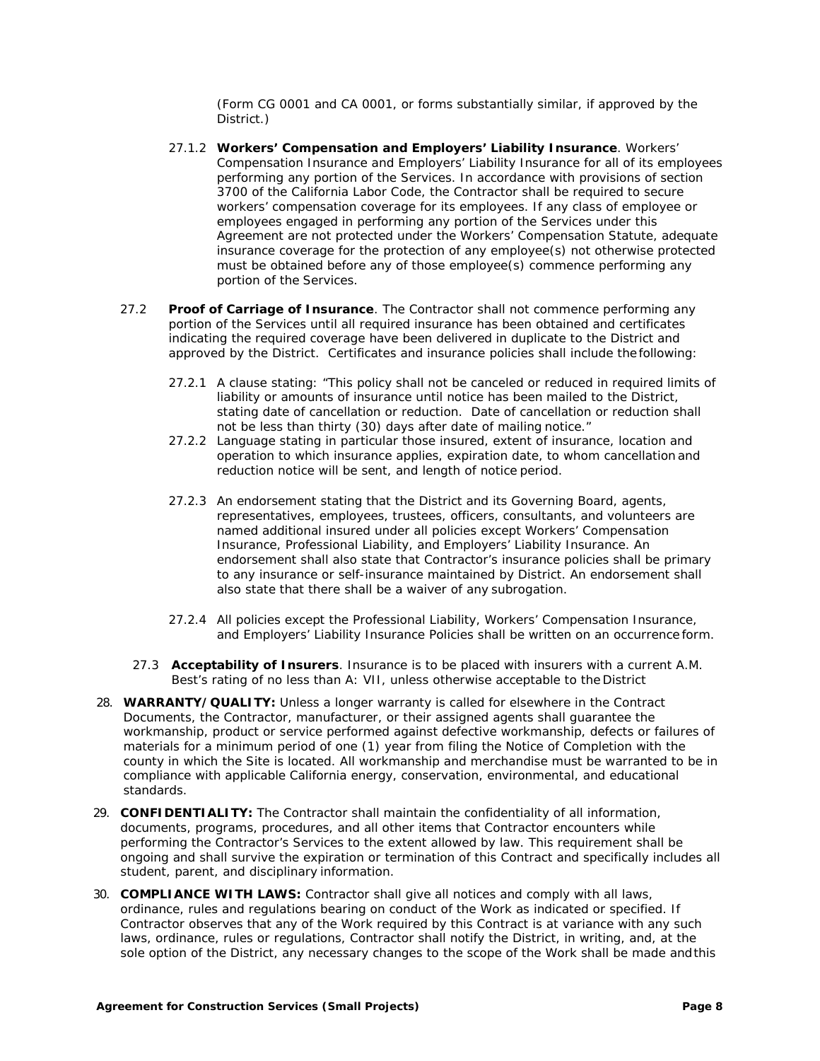(Form CG 0001 and CA 0001, or forms substantially similar, if approved by the District.)

27.1.2 **Workers' Compensation and Employers' Liability Insurance**. Workers' Compensation Insurance and Employers' Liability Insurance for all of its employees performing any portion of the Services. In accordance with provisions of section 3700 of the California Labor Code, the Contractor shall be required to secure workers' compensation coverage for its employees. If any class of employee or employees engaged in performing any portion of the Services under this Agreement are not protected under the Workers' Compensation Statute, adequate insurance coverage for the protection of any employee(s) not otherwise protected must be obtained before any of those employee(s) commence performing any portion of the Services.

27.2 **Proof of Carriage of Insurance**. The Contractor shall not commence performing any portion of the Services until all required insurance has been obtained and certificates indicating the required coverage have been delivered in duplicate to the District and approved by the District. Certificates and insurance policies shall include the following:

27.2.1 A clause stating: "This policy shall not be canceled or reduced in required limits of liability or amounts of insurance until notice has been mailed to the District, stating date of cancellation or reduction. Date of cancellation or reduction shall not be less than thirty (30) days after date of mailing notice."

27.2.2 Language stating in particular those insured, extent of insurance, location and operation to which insurance applies, expiration date, to whom cancellation and reduction notice will be sent, and length of notice period.

27.2.3 An endorsement stating that the District and its Governing Board, agents, representatives, employees, trustees, officers, consultants, and volunteers are named additional insured under all policies except Workers' Compensation Insurance, Professional Liability, and Employers' Liability Insurance. An endorsement shall also state that Contractor's insurance policies shall be primary to any insurance or self-insurance maintained by District. An endorsement shall also state that there shall be a waiver of any subrogation.

27.2.4 All policies except the Professional Liability, Workers' Compensation Insurance, and Employers' Liability Insurance Policies shall be written on an occurrence form.

27.3 **Acceptability of Insurers**. Insurance is to be placed with insurers with a current A.M. Best's rating of no less than A: VII, unless otherwise acceptable to the District

28. **WARRANTY/QUALITY:** Unless a longer warranty is called for elsewhere in the Contract Documents, the Contractor, manufacturer, or their assigned agents shall guarantee the workmanship, product or service performed against defective workmanship, defects or failures of materials for a minimum period of one (1) year from filing the Notice of Completion with the county in which the Site is located. All workmanship and merchandise must be warranted to be in compliance with applicable California energy, conservation, environmental, and educational standards.

29. **CONFIDENTIALITY:** The Contractor shall maintain the confidentiality of all information, documents, programs, procedures, and all other items that Contractor encounters while performing the Contractor's Services to the extent allowed by law. This requirement shall be ongoing and shall survive the expiration or termination of this Contract and specifically includes all student, parent, and disciplinary information.

30. **COMPLIANCE WITH LAWS:** Contractor shall give all notices and comply with all laws, ordinance, rules and regulations bearing on conduct of the Work as indicated or specified. If Contractor observes that any of the Work required by this Contract is at variance with any such laws, ordinance, rules or regulations, Contractor shall notify the District, in writing, and, at the sole option of the District, any necessary changes to the scope of the Work shall be made and this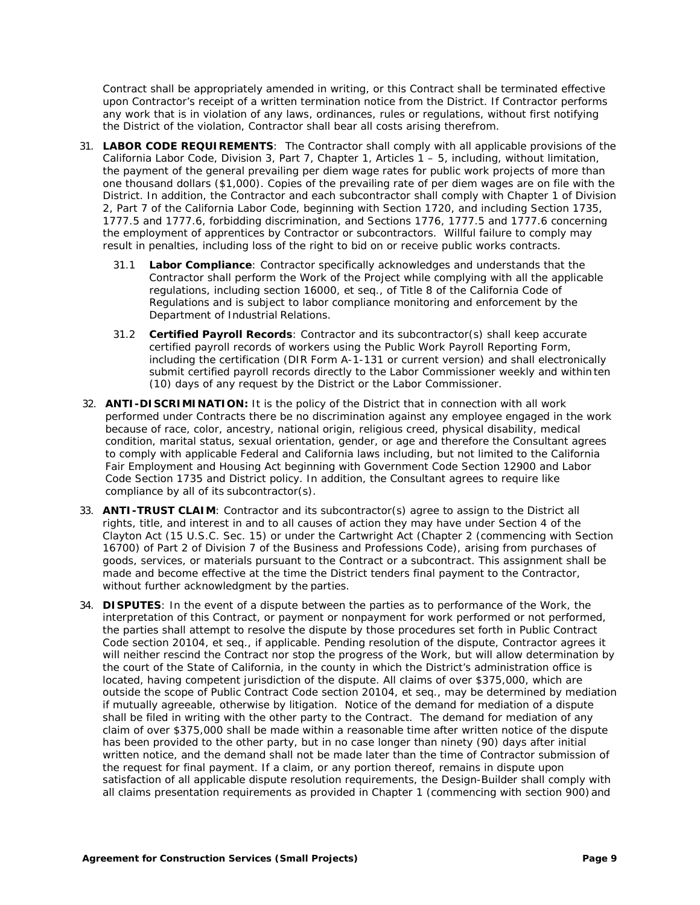Contract shall be appropriately amended in writing, or this Contract shall be terminated effective upon Contractor's receipt of a written termination notice from the District. If Contractor performs any work that is in violation of any laws, ordinances, rules or regulations, without first notifying the District of the violation, Contractor shall bear all costs arising therefrom.

31. **LABOR CODE REQUIREMENTS**: The Contractor shall comply with all applicable provisions of the California Labor Code, Division 3, Part 7, Chapter 1, Articles 1 – 5, including, without limitation, the payment of the general prevailing per diem wage rates for public work projects of more than one thousand dollars ($1,000). Copies of the prevailing rate of per diem wages are on file with the District. In addition, the Contractor and each subcontractor shall comply with Chapter 1 of Division 2, Part 7 of the California Labor Code, beginning with Section 1720, and including Section 1735, 1777.5 and 1777.6, forbidding discrimination, and Sections 1776, 1777.5 and 1777.6 concerning the employment of apprentices by Contractor or subcontractors. Willful failure to comply may result in penalties, including loss of the right to bid on or receive public works contracts.

    31.1 **Labor Compliance**: Contractor specifically acknowledges and understands that the Contractor shall perform the Work of the Project while complying with all the applicable regulations, including section 16000, et seq., of Title 8 of the California Code of Regulations and is subject to labor compliance monitoring and enforcement by the Department of Industrial Relations.

    31.2 **Certified Payroll Records**: Contractor and its subcontractor(s) shall keep accurate certified payroll records of workers using the Public Work Payroll Reporting Form, including the certification (DIR Form A-1-131 or current version) and shall electronically submit certified payroll records directly to the Labor Commissioner weekly and within ten (10) days of any request by the District or the Labor Commissioner.

32. **ANTI-DISCRIMINATION:** It is the policy of the District that in connection with all work performed under Contracts there be no discrimination against any employee engaged in the work because of race, color, ancestry, national origin, religious creed, physical disability, medical condition, marital status, sexual orientation, gender, or age and therefore the Consultant agrees to comply with applicable Federal and California laws including, but not limited to the California Fair Employment and Housing Act beginning with Government Code Section 12900 and Labor Code Section 1735 and District policy. In addition, the Consultant agrees to require like compliance by all of its subcontractor(s).

33. **ANTI-TRUST CLAIM**: Contractor and its subcontractor(s) agree to assign to the District all rights, title, and interest in and to all causes of action they may have under Section 4 of the Clayton Act (15 U.S.C. Sec. 15) or under the Cartwright Act (Chapter 2 (commencing with Section 16700) of Part 2 of Division 7 of the Business and Professions Code), arising from purchases of goods, services, or materials pursuant to the Contract or a subcontract. This assignment shall be made and become effective at the time the District tenders final payment to the Contractor, without further acknowledgment by the parties.

34. **DISPUTES**: In the event of a dispute between the parties as to performance of the Work, the interpretation of this Contract, or payment or nonpayment for work performed or not performed, the parties shall attempt to resolve the dispute by those procedures set forth in Public Contract Code section 20104, et seq., if applicable. Pending resolution of the dispute, Contractor agrees it will neither rescind the Contract nor stop the progress of the Work, but will allow determination by the court of the State of California, in the county in which the District's administration office is located, having competent jurisdiction of the dispute. All claims of over $375,000, which are outside the scope of Public Contract Code section 20104, et seq., may be determined by mediation if mutually agreeable, otherwise by litigation. Notice of the demand for mediation of a dispute shall be filed in writing with the other party to the Contract. The demand for mediation of any claim of over $375,000 shall be made within a reasonable time after written notice of the dispute has been provided to the other party, but in no case longer than ninety (90) days after initial written notice, and the demand shall not be made later than the time of Contractor submission of the request for final payment. If a claim, or any portion thereof, remains in dispute upon satisfaction of all applicable dispute resolution requirements, the Design-Builder shall comply with all claims presentation requirements as provided in Chapter 1 (commencing with section 900) and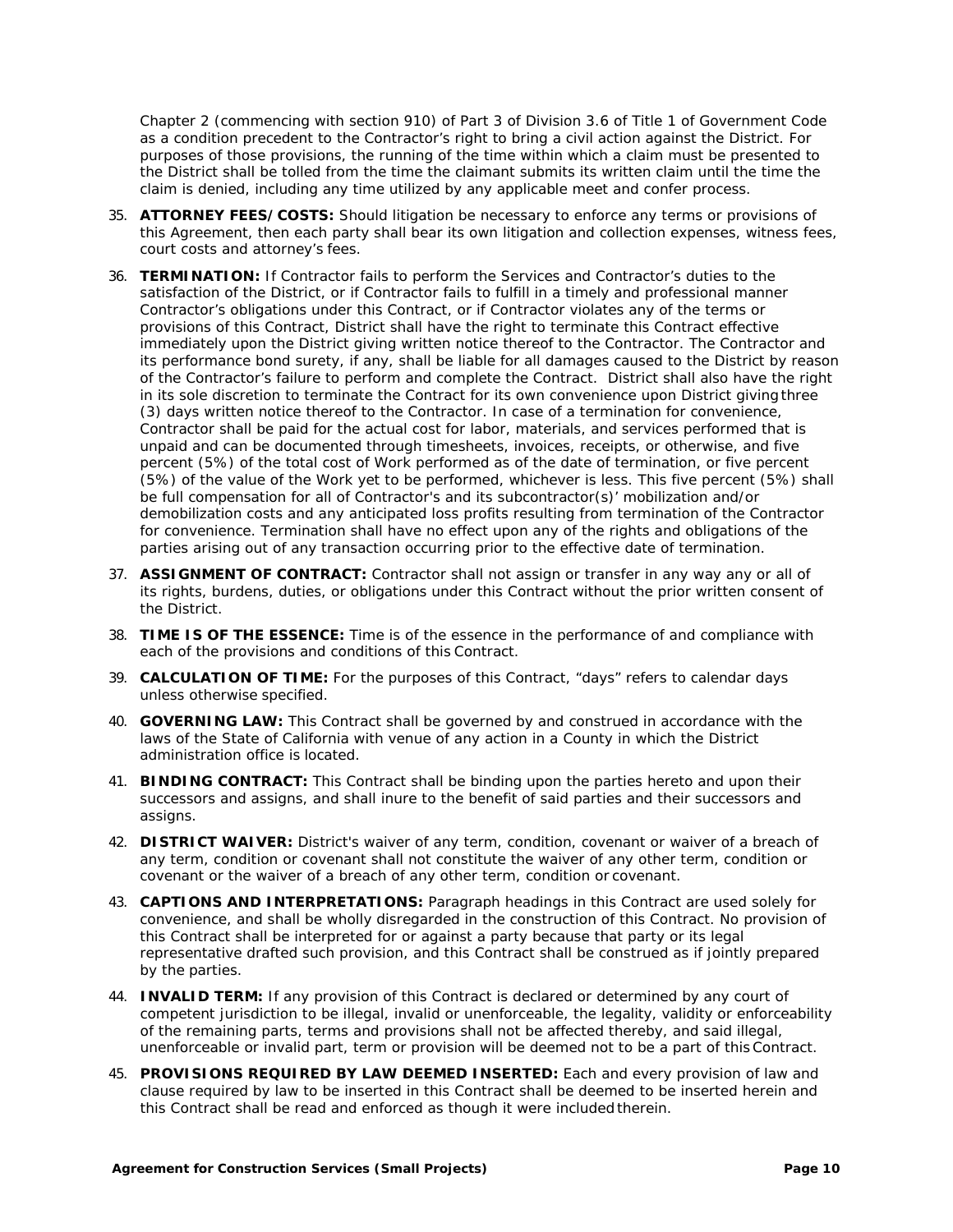Chapter 2 (commencing with section 910) of Part 3 of Division 3.6 of Title 1 of Government Code as a condition precedent to the Contractor's right to bring a civil action against the District. For purposes of those provisions, the running of the time within which a claim must be presented to the District shall be tolled from the time the claimant submits its written claim until the time the claim is denied, including any time utilized by any applicable meet and confer process.

35. **ATTORNEY FEES/COSTS:** Should litigation be necessary to enforce any terms or provisions of this Agreement, then each party shall bear its own litigation and collection expenses, witness fees, court costs and attorney's fees.

36. **TERMINATION:** If Contractor fails to perform the Services and Contractor's duties to the satisfaction of the District, or if Contractor fails to fulfill in a timely and professional manner Contractor's obligations under this Contract, or if Contractor violates any of the terms or provisions of this Contract, District shall have the right to terminate this Contract effective immediately upon the District giving written notice thereof to the Contractor. The Contractor and its performance bond surety, if any, shall be liable for all damages caused to the District by reason of the Contractor's failure to perform and complete the Contract. District shall also have the right in its sole discretion to terminate the Contract for its own convenience upon District giving three (3) days written notice thereof to the Contractor. In case of a termination for convenience, Contractor shall be paid for the actual cost for labor, materials, and services performed that is unpaid and can be documented through timesheets, invoices, receipts, or otherwise, and five percent (5%) of the total cost of Work performed as of the date of termination, or five percent (5%) of the value of the Work yet to be performed, whichever is less. This five percent (5%) shall be full compensation for all of Contractor's and its subcontractor(s)' mobilization and/or demobilization costs and any anticipated loss profits resulting from termination of the Contractor for convenience. Termination shall have no effect upon any of the rights and obligations of the parties arising out of any transaction occurring prior to the effective date of termination.

37. **ASSIGNMENT OF CONTRACT:** Contractor shall not assign or transfer in any way any or all of its rights, burdens, duties, or obligations under this Contract without the prior written consent of the District.

38. **TIME IS OF THE ESSENCE:** Time is of the essence in the performance of and compliance with each of the provisions and conditions of this Contract.

39. **CALCULATION OF TIME:** For the purposes of this Contract, "days" refers to calendar days unless otherwise specified.

40. **GOVERNING LAW:** This Contract shall be governed by and construed in accordance with the laws of the State of California with venue of any action in a County in which the District administration office is located.

41. **BINDING CONTRACT:** This Contract shall be binding upon the parties hereto and upon their successors and assigns, and shall inure to the benefit of said parties and their successors and assigns.

42. **DISTRICT WAIVER:** District's waiver of any term, condition, covenant or waiver of a breach of any term, condition or covenant shall not constitute the waiver of any other term, condition or covenant or the waiver of a breach of any other term, condition or covenant.

43. **CAPTIONS AND INTERPRETATIONS:** Paragraph headings in this Contract are used solely for convenience, and shall be wholly disregarded in the construction of this Contract. No provision of this Contract shall be interpreted for or against a party because that party or its legal representative drafted such provision, and this Contract shall be construed as if jointly prepared by the parties.

44. **INVALID TERM:** If any provision of this Contract is declared or determined by any court of competent jurisdiction to be illegal, invalid or unenforceable, the legality, validity or enforceability of the remaining parts, terms and provisions shall not be affected thereby, and said illegal, unenforceable or invalid part, term or provision will be deemed not to be a part of this Contract.

45. **PROVISIONS REQUIRED BY LAW DEEMED INSERTED:** Each and every provision of law and clause required by law to be inserted in this Contract shall be deemed to be inserted herein and this Contract shall be read and enforced as though it were included therein.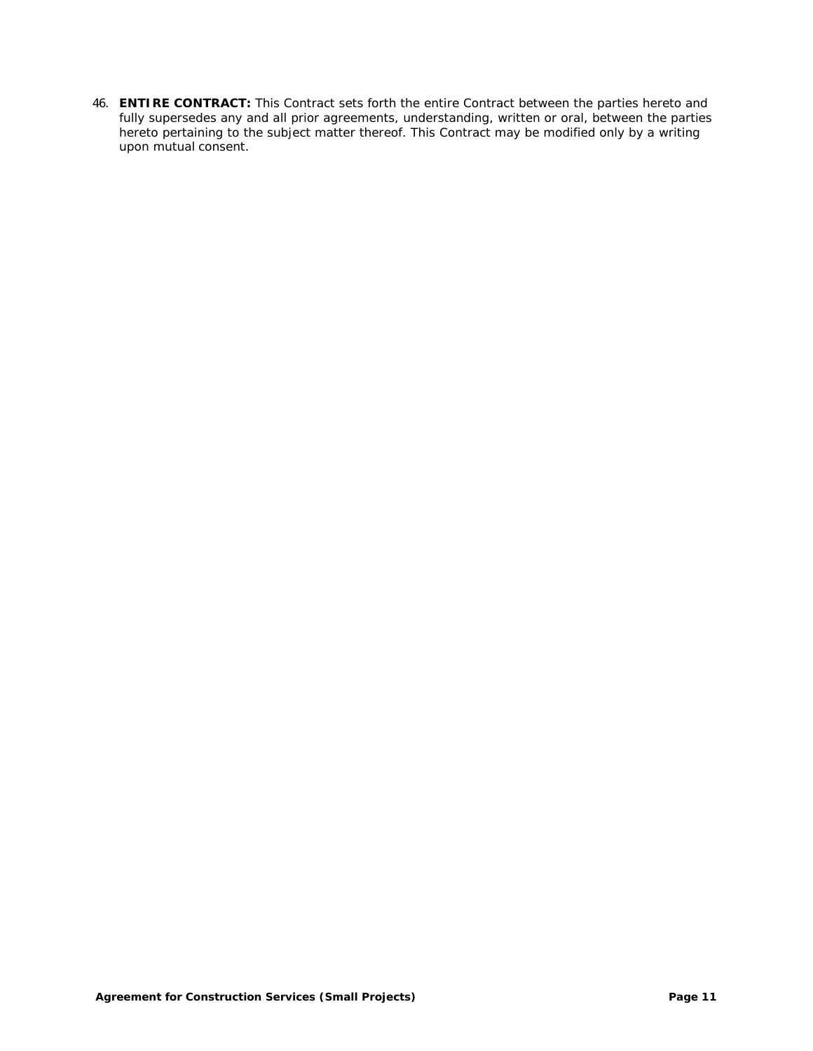46. **ENTIRE CONTRACT:** This Contract sets forth the entire Contract between the parties hereto and fully supersedes any and all prior agreements, understanding, written or oral, between the parties hereto pertaining to the subject matter thereof. This Contract may be modified only by a writing upon mutual consent.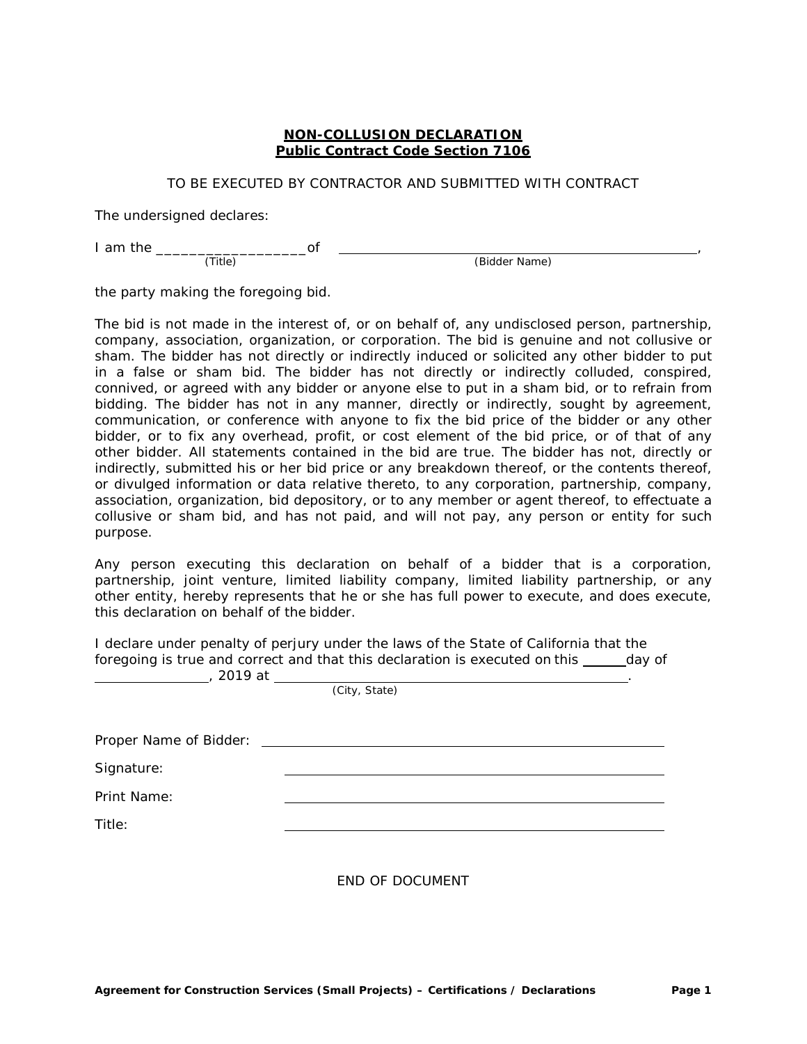**NON-COLLUSION DECLARATION**
**Public Contract Code Section 7106**

TO BE EXECUTED BY CONTRACTOR AND SUBMITTED WITH CONTRACT

The undersigned declares:

I am the ___________________ of ____________________________________________,
(Title) (Bidder Name)

the party making the foregoing bid.

The bid is not made in the interest of, or on behalf of, any undisclosed person, partnership, company, association, organization, or corporation. The bid is genuine and not collusive or sham. The bidder has not directly or indirectly induced or solicited any other bidder to put in a false or sham bid. The bidder has not directly or indirectly colluded, conspired, connived, or agreed with any bidder or anyone else to put in a sham bid, or to refrain from bidding. The bidder has not in any manner, directly or indirectly, sought by agreement, communication, or conference with anyone to fix the bid price of the bidder or any other bidder, or to fix any overhead, profit, or cost element of the bid price, or of that of any other bidder. All statements contained in the bid are true. The bidder has not, directly or indirectly, submitted his or her bid price or any breakdown thereof, or the contents thereof, or divulged information or data relative thereto, to any corporation, partnership, company, association, organization, bid depository, or to any member or agent thereof, to effectuate a collusive or sham bid, and has not paid, and will not pay, any person or entity for such purpose.

Any person executing this declaration on behalf of a bidder that is a corporation, partnership, joint venture, limited liability company, limited liability partnership, or any other entity, hereby represents that he or she has full power to execute, and does execute, this declaration on behalf of the bidder.

I declare under penalty of perjury under the laws of the State of California that the foregoing is true and correct and that this declaration is executed on this ______ day of ________________, 2019 at ____________________________________________.
(City, State)

Proper Name of Bidder: ____________________________________________

Signature: ____________________________________________

Print Name: ____________________________________________

Title: ____________________________________________

END OF DOCUMENT

**Agreement for Construction Services (Small Projects) – Certifications / Declarations**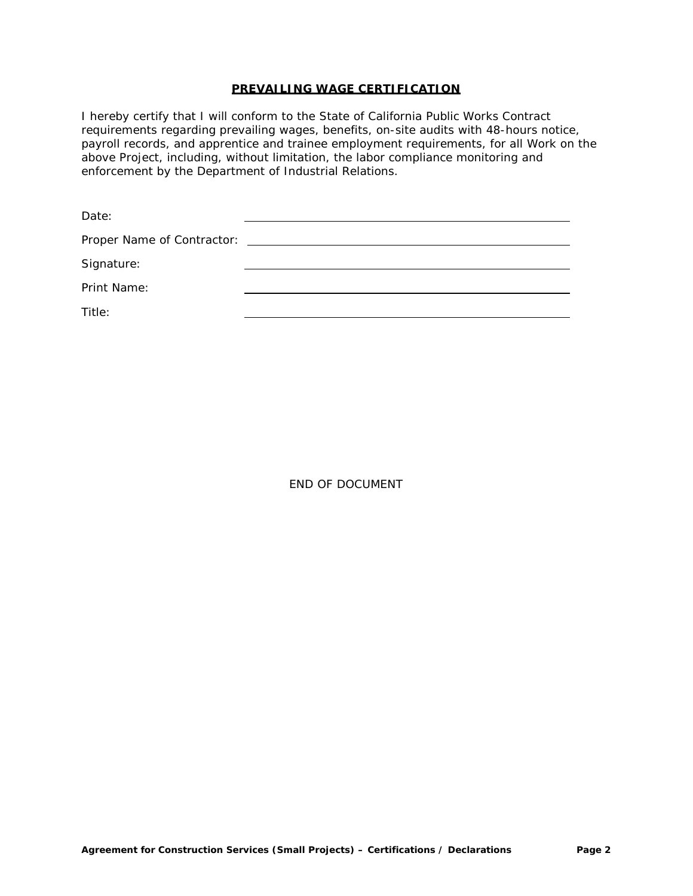## PREVAILING WAGE CERTIFICATION

I hereby certify that I will conform to the State of California Public Works Contract requirements regarding prevailing wages, benefits, on-site audits with 48-hours notice, payroll records, and apprentice and trainee employment requirements, for all Work on the above Project, including, without limitation, the labor compliance monitoring and enforcement by the Department of Industrial Relations.

Date: ______________________________

Proper Name of Contractor: ______________________________

Signature: ______________________________

Print Name: ______________________________

Title: ______________________________

END OF DOCUMENT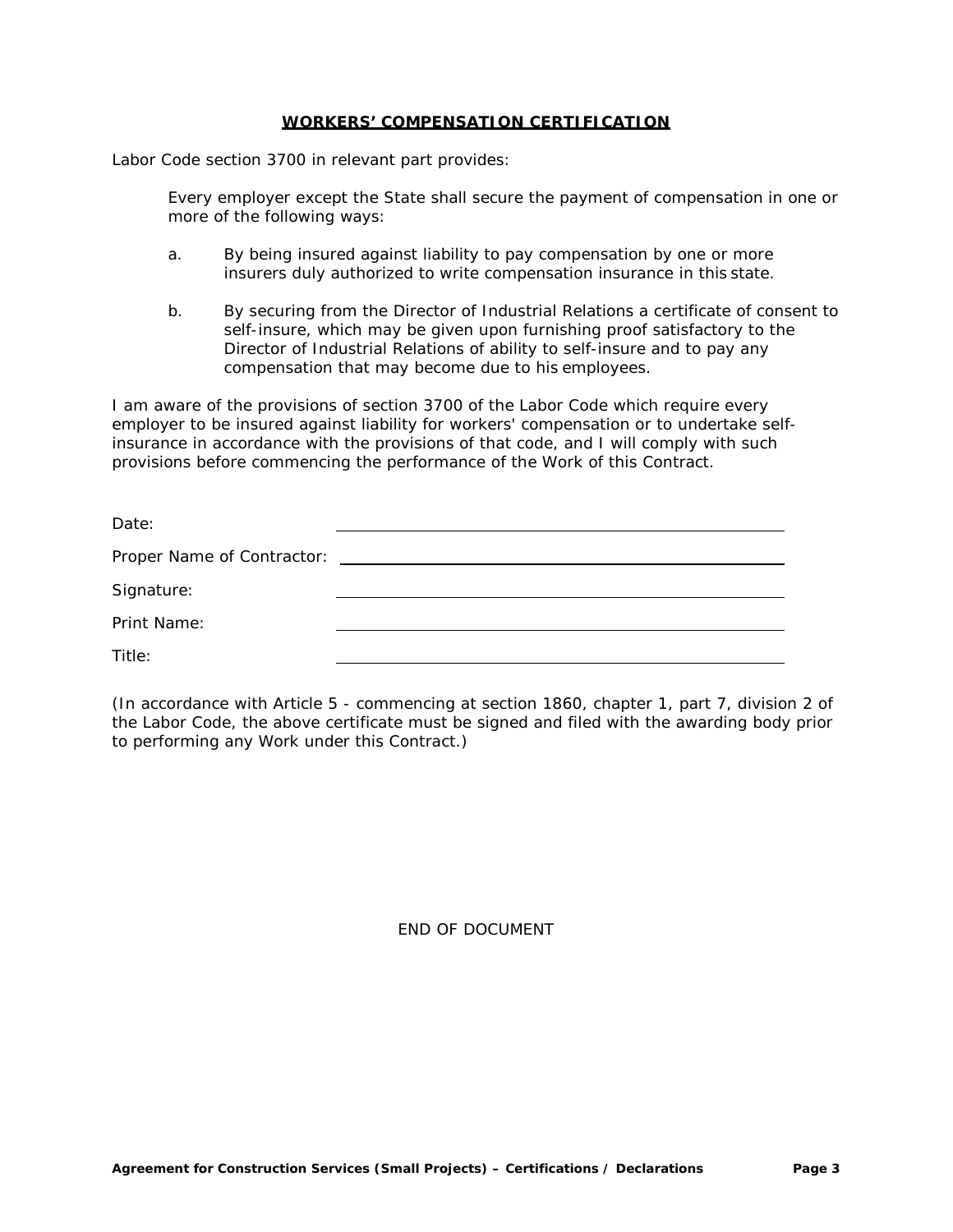## **WORKERS' COMPENSATION CERTIFICATION**

Labor Code section 3700 in relevant part provides:

> Every employer except the State shall secure the payment of compensation in one or more of the following ways:
>
> a. By being insured against liability to pay compensation by one or more insurers duly authorized to write compensation insurance in this state.
>
> b. By securing from the Director of Industrial Relations a certificate of consent to self-insure, which may be given upon furnishing proof satisfactory to the Director of Industrial Relations of ability to self-insure and to pay any compensation that may become due to his employees.

I am aware of the provisions of section 3700 of the Labor Code which require every employer to be insured against liability for workers' compensation or to undertake self-insurance in accordance with the provisions of that code, and I will comply with such provisions before commencing the performance of the Work of this Contract.

Date: ______________________________

Proper Name of Contractor: ______________________________

Signature: ______________________________

Print Name: ______________________________

Title: ______________________________

*(In accordance with Article 5 - commencing at section 1860, chapter 1, part 7, division 2 of the Labor Code, the above certificate must be signed and filed with the awarding body prior to performing any Work under this Contract.)*

END OF DOCUMENT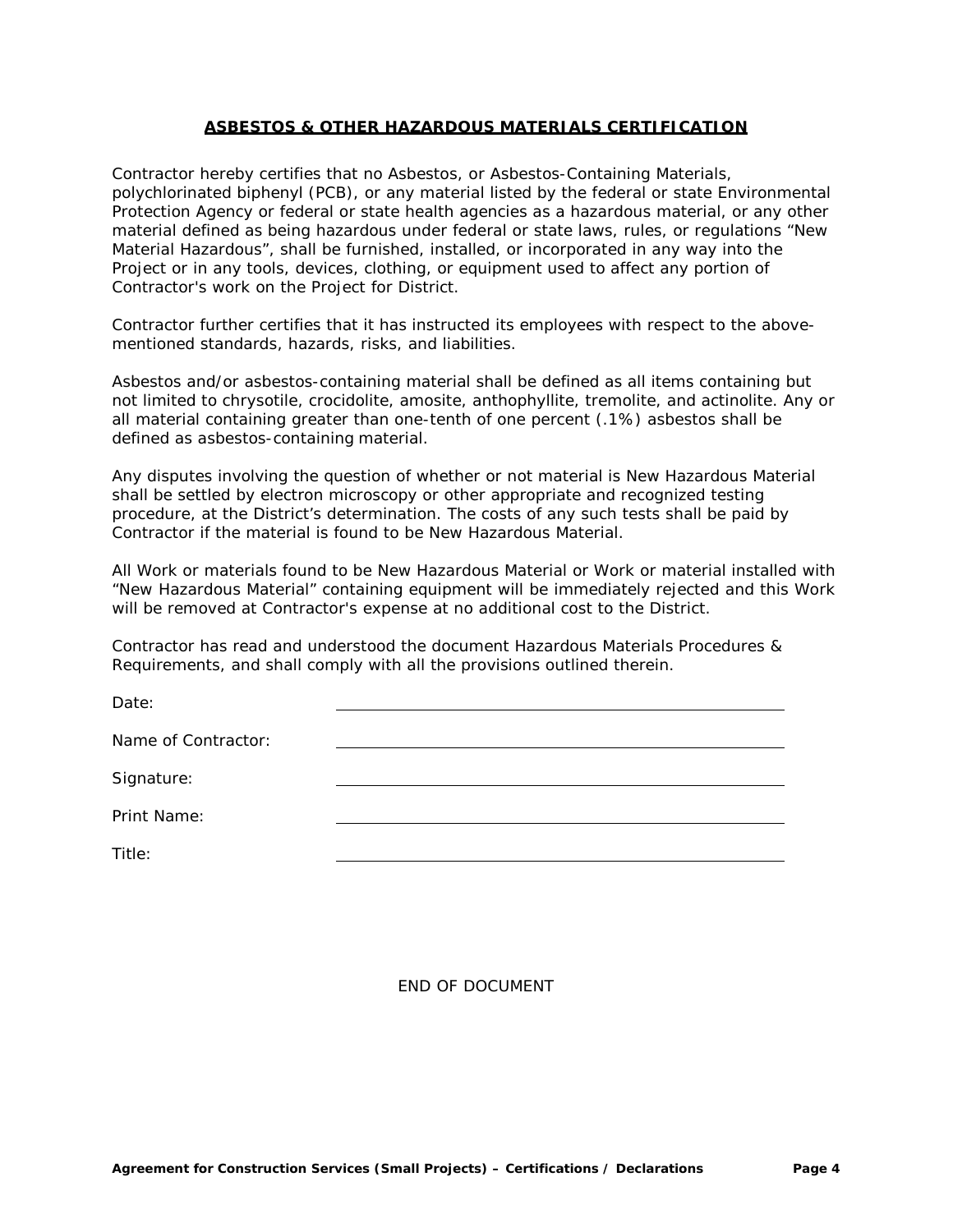## ASBESTOS & OTHER HAZARDOUS MATERIALS CERTIFICATION

Contractor hereby certifies that no Asbestos, or Asbestos-Containing Materials, polychlorinated biphenyl (PCB), or any material listed by the federal or state Environmental Protection Agency or federal or state health agencies as a hazardous material, or any other material defined as being hazardous under federal or state laws, rules, or regulations "New Material Hazardous", shall be furnished, installed, or incorporated in any way into the Project or in any tools, devices, clothing, or equipment used to affect any portion of Contractor's work on the Project for District.

Contractor further certifies that it has instructed its employees with respect to the above-mentioned standards, hazards, risks, and liabilities.

Asbestos and/or asbestos-containing material shall be defined as all items containing but not limited to chrysotile, crocidolite, amosite, anthophyllite, tremolite, and actinolite. Any or all material containing greater than one-tenth of one percent (.1%) asbestos shall be defined as asbestos-containing material.

Any disputes involving the question of whether or not material is New Hazardous Material shall be settled by electron microscopy or other appropriate and recognized testing procedure, at the District's determination. The costs of any such tests shall be paid by Contractor if the material is found to be New Hazardous Material.

All Work or materials found to be New Hazardous Material or Work or material installed with "New Hazardous Material" containing equipment will be immediately rejected and this Work will be removed at Contractor's expense at no additional cost to the District.

Contractor has read and understood the document Hazardous Materials Procedures & Requirements, and shall comply with all the provisions outlined therein.

Date: \_\_\_\_\_\_\_\_\_\_\_\_\_\_\_\_\_\_\_\_\_\_\_\_\_\_\_\_\_\_\_\_\_\_\_\_

Name of Contractor: \_\_\_\_\_\_\_\_\_\_\_\_\_\_\_\_\_\_\_\_\_\_\_\_\_\_\_\_\_\_\_\_\_\_\_\_

Signature: \_\_\_\_\_\_\_\_\_\_\_\_\_\_\_\_\_\_\_\_\_\_\_\_\_\_\_\_\_\_\_\_\_\_\_\_

Print Name: \_\_\_\_\_\_\_\_\_\_\_\_\_\_\_\_\_\_\_\_\_\_\_\_\_\_\_\_\_\_\_\_\_\_\_\_

Title: \_\_\_\_\_\_\_\_\_\_\_\_\_\_\_\_\_\_\_\_\_\_\_\_\_\_\_\_\_\_\_\_\_\_\_\_

END OF DOCUMENT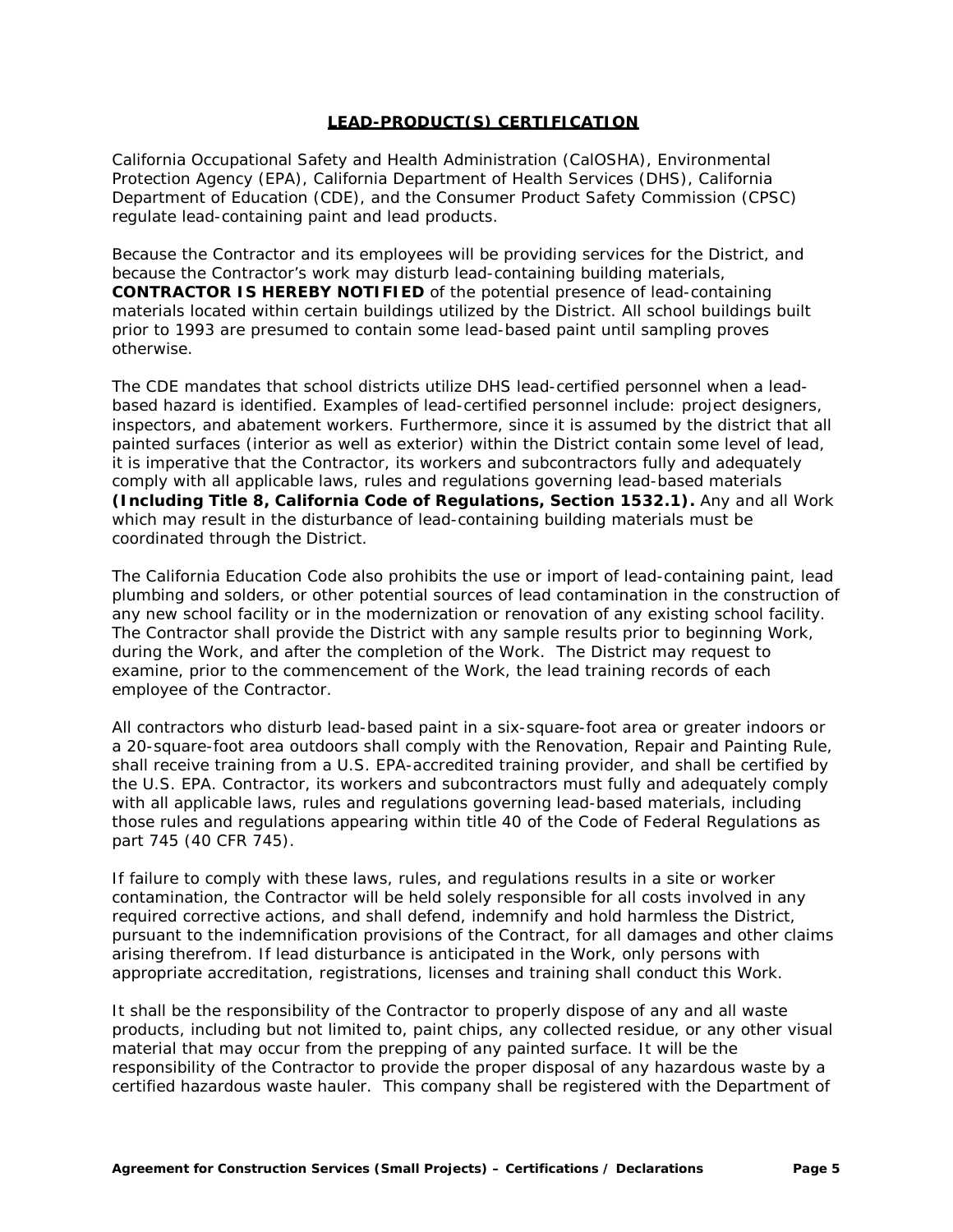## **LEAD-PRODUCT(S) CERTIFICATION**

California Occupational Safety and Health Administration (CalOSHA), Environmental Protection Agency (EPA), California Department of Health Services (DHS), California Department of Education (CDE), and the Consumer Product Safety Commission (CPSC) regulate lead-containing paint and lead products.

Because the Contractor and its employees will be providing services for the District, and because the Contractor's work may disturb lead-containing building materials, **CONTRACTOR IS HEREBY NOTIFIED** of the potential presence of lead-containing materials located within certain buildings utilized by the District. All school buildings built prior to 1993 are presumed to contain some lead-based paint until sampling proves otherwise.

The CDE mandates that school districts utilize DHS lead-certified personnel when a lead-based hazard is identified. Examples of lead-certified personnel include: project designers, inspectors, and abatement workers. Furthermore, since it is assumed by the district that all painted surfaces (interior as well as exterior) within the District contain some level of lead, it is imperative that the Contractor, its workers and subcontractors fully and adequately comply with all applicable laws, rules and regulations governing lead-based materials **(Including Title 8, California Code of Regulations, Section 1532.1).** Any and all Work which may result in the disturbance of lead-containing building materials must be coordinated through the District.

The California Education Code also prohibits the use or import of lead-containing paint, lead plumbing and solders, or other potential sources of lead contamination in the construction of any new school facility or in the modernization or renovation of any existing school facility. The Contractor shall provide the District with any sample results prior to beginning Work, during the Work, and after the completion of the Work. The District may request to examine, prior to the commencement of the Work, the lead training records of each employee of the Contractor.

All contractors who disturb lead-based paint in a six-square-foot area or greater indoors or a 20-square-foot area outdoors shall comply with the Renovation, Repair and Painting Rule, shall receive training from a U.S. EPA-accredited training provider, and shall be certified by the U.S. EPA. Contractor, its workers and subcontractors must fully and adequately comply with all applicable laws, rules and regulations governing lead-based materials, including those rules and regulations appearing within title 40 of the Code of Federal Regulations as part 745 (40 CFR 745).

If failure to comply with these laws, rules, and regulations results in a site or worker contamination, the Contractor will be held solely responsible for all costs involved in any required corrective actions, and shall defend, indemnify and hold harmless the District, pursuant to the indemnification provisions of the Contract, for all damages and other claims arising therefrom. If lead disturbance is anticipated in the Work, only persons with appropriate accreditation, registrations, licenses and training shall conduct this Work.

It shall be the responsibility of the Contractor to properly dispose of any and all waste products, including but not limited to, paint chips, any collected residue, or any other visual material that may occur from the prepping of any painted surface. It will be the responsibility of the Contractor to provide the proper disposal of any hazardous waste by a certified hazardous waste hauler. This company shall be registered with the Department of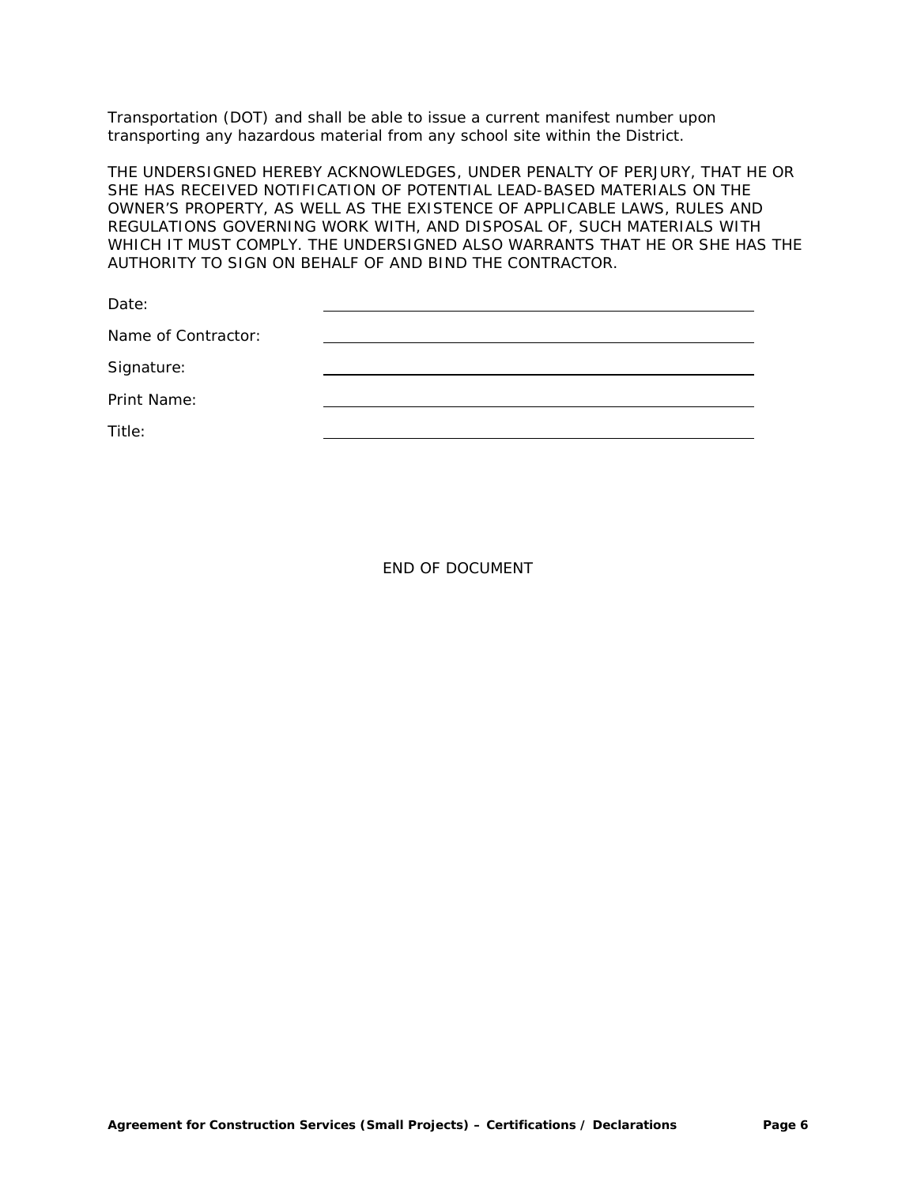Transportation (DOT) and shall be able to issue a current manifest number upon transporting any hazardous material from any school site within the District.

THE UNDERSIGNED HEREBY ACKNOWLEDGES, UNDER PENALTY OF PERJURY, THAT HE OR SHE HAS RECEIVED NOTIFICATION OF POTENTIAL LEAD-BASED MATERIALS ON THE OWNER'S PROPERTY, AS WELL AS THE EXISTENCE OF APPLICABLE LAWS, RULES AND REGULATIONS GOVERNING WORK WITH, AND DISPOSAL OF, SUCH MATERIALS WITH WHICH IT MUST COMPLY. THE UNDERSIGNED ALSO WARRANTS THAT HE OR SHE HAS THE AUTHORITY TO SIGN ON BEHALF OF AND BIND THE CONTRACTOR.

Date: ______________________________________________

Name of Contractor: ______________________________________________

Signature: ______________________________________________

Print Name: ______________________________________________

Title: ______________________________________________

END OF DOCUMENT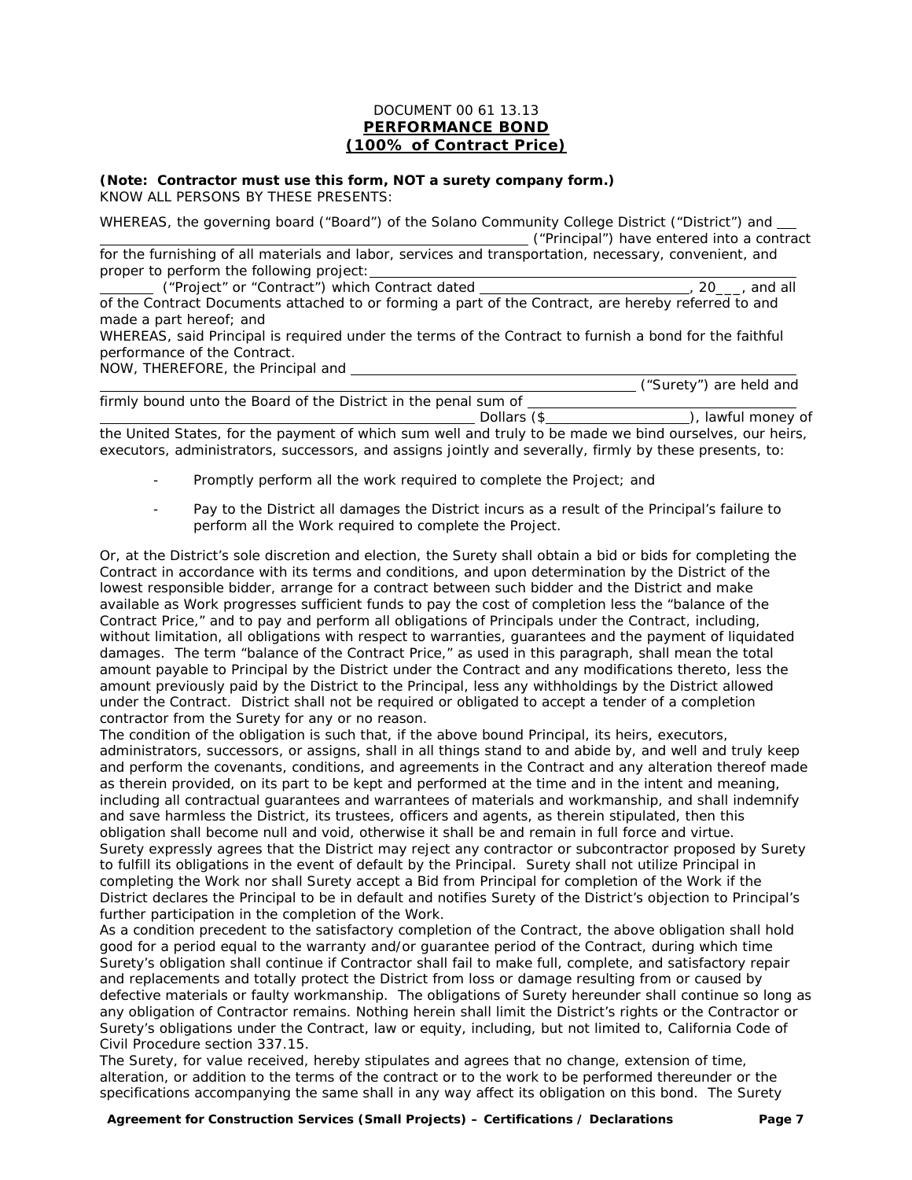DOCUMENT 00 61 13.13

**PERFORMANCE BOND**

**(100% of Contract Price)**

**(Note: Contractor must use this form, NOT a surety company form.)**

KNOW ALL PERSONS BY THESE PRESENTS:

WHEREAS, the governing board ("Board") of the Solano Community College District ("District") and \_\_\_ \_\_\_\_\_\_\_\_\_\_\_\_\_\_\_\_\_\_\_\_\_\_\_\_\_\_\_\_\_\_\_\_\_\_\_\_\_\_\_\_\_\_\_\_\_\_\_\_\_\_\_\_\_\_\_\_ ("Principal") have entered into a contract for the furnishing of all materials and labor, services and transportation, necessary, convenient, and proper to perform the following project: \_\_\_\_\_\_\_\_\_\_\_\_\_\_\_\_\_\_\_\_\_\_\_\_\_\_\_\_\_\_\_\_\_\_\_\_\_\_\_\_\_\_\_\_\_\_\_\_\_\_\_\_\_\_\_\_\_\_\_\_ \_\_\_\_\_\_\_\_ ("Project" or "Contract") which Contract dated \_\_\_\_\_\_\_\_\_\_\_\_\_\_\_\_\_\_\_\_\_\_\_\_\_\_\_\_\_\_, 20\_\_\_, and all of the Contract Documents attached to or forming a part of the Contract, are hereby referred to and made a part hereof; and

WHEREAS, said Principal is required under the terms of the Contract to furnish a bond for the faithful performance of the Contract.

NOW, THEREFORE, the Principal and \_\_\_\_\_\_\_\_\_\_\_\_\_\_\_\_\_\_\_\_\_\_\_\_\_\_\_\_\_\_\_\_\_\_\_\_\_\_\_\_\_\_\_\_\_\_\_\_\_\_\_\_\_\_\_\_\_\_\_\_\_\_\_\_\_\_\_\_\_\_\_\_\_\_\_\_\_\_\_\_\_\_\_\_\_\_\_\_\_\_\_\_\_\_\_\_\_\_\_\_\_\_\_\_\_\_\_\_\_\_\_\_\_\_ ("Surety") are held and firmly bound unto the Board of the District in the penal sum of \_\_\_\_\_\_\_\_\_\_\_\_\_\_\_\_\_\_\_\_\_\_\_\_\_\_\_\_\_\_\_\_\_\_\_\_\_\_\_\_\_\_\_\_\_\_\_\_\_\_\_\_\_\_\_\_\_\_\_\_\_\_\_\_\_\_\_\_\_\_\_\_\_\_\_\_\_\_\_\_\_\_ Dollars ($\_\_\_\_\_\_\_\_\_\_\_\_\_\_\_\_\_\_\_\_), lawful money of the United States, for the payment of which sum well and truly to be made we bind ourselves, our heirs, executors, administrators, successors, and assigns jointly and severally, firmly by these presents, to:

- Promptly perform all the work required to complete the Project; and
- Pay to the District all damages the District incurs as a result of the Principal's failure to perform all the Work required to complete the Project.

Or, at the District's sole discretion and election, the Surety shall obtain a bid or bids for completing the Contract in accordance with its terms and conditions, and upon determination by the District of the lowest responsible bidder, arrange for a contract between such bidder and the District and make available as Work progresses sufficient funds to pay the cost of completion less the "balance of the Contract Price," and to pay and perform all obligations of Principals under the Contract, including, without limitation, all obligations with respect to warranties, guarantees and the payment of liquidated damages. The term "balance of the Contract Price," as used in this paragraph, shall mean the total amount payable to Principal by the District under the Contract and any modifications thereto, less the amount previously paid by the District to the Principal, less any withholdings by the District allowed under the Contract. District shall not be required or obligated to accept a tender of a completion contractor from the Surety for any or no reason.

The condition of the obligation is such that, if the above bound Principal, its heirs, executors, administrators, successors, or assigns, shall in all things stand to and abide by, and well and truly keep and perform the covenants, conditions, and agreements in the Contract and any alteration thereof made as therein provided, on its part to be kept and performed at the time and in the intent and meaning, including all contractual guarantees and warrantees of materials and workmanship, and shall indemnify and save harmless the District, its trustees, officers and agents, as therein stipulated, then this obligation shall become null and void, otherwise it shall be and remain in full force and virtue.

Surety expressly agrees that the District may reject any contractor or subcontractor proposed by Surety to fulfill its obligations in the event of default by the Principal. Surety shall not utilize Principal in completing the Work nor shall Surety accept a Bid from Principal for completion of the Work if the District declares the Principal to be in default and notifies Surety of the District's objection to Principal's further participation in the completion of the Work.

As a condition precedent to the satisfactory completion of the Contract, the above obligation shall hold good for a period equal to the warranty and/or guarantee period of the Contract, during which time Surety's obligation shall continue if Contractor shall fail to make full, complete, and satisfactory repair and replacements and totally protect the District from loss or damage resulting from or caused by defective materials or faulty workmanship. The obligations of Surety hereunder shall continue so long as any obligation of Contractor remains. Nothing herein shall limit the District's rights or the Contractor or Surety's obligations under the Contract, law or equity, including, but not limited to, California Code of Civil Procedure section 337.15.

The Surety, for value received, hereby stipulates and agrees that no change, extension of time, alteration, or addition to the terms of the contract or to the work to be performed thereunder or the specifications accompanying the same shall in any way affect its obligation on this bond. The Surety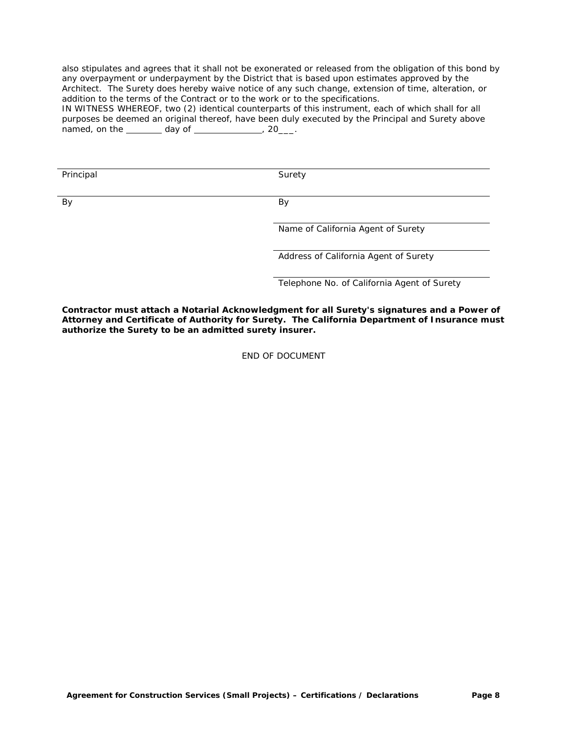also stipulates and agrees that it shall not be exonerated or released from the obligation of this bond by any overpayment or underpayment by the District that is based upon estimates approved by the Architect. The Surety does hereby waive notice of any such change, extension of time, alteration, or addition to the terms of the Contract or to the work or to the specifications.

IN WITNESS WHEREOF, two (2) identical counterparts of this instrument, each of which shall for all purposes be deemed an original thereof, have been duly executed by the Principal and Surety above named, on the ________ day of ______________, 20___.

| | |
|---|---|
| ______________________________ | ______________________________ |
| Principal | Surety |
| ______________________________ | ______________________________ |
| By | By |
| | ______________________________ |
| | Name of California Agent of Surety |
| | ______________________________ |
| | Address of California Agent of Surety |
| | ______________________________ |
| | Telephone No. of California Agent of Surety |

**Contractor must attach a Notarial Acknowledgment for all Surety's signatures and a Power of Attorney and Certificate of Authority for Surety. The California Department of Insurance must authorize the Surety to be an admitted surety insurer.**

END OF DOCUMENT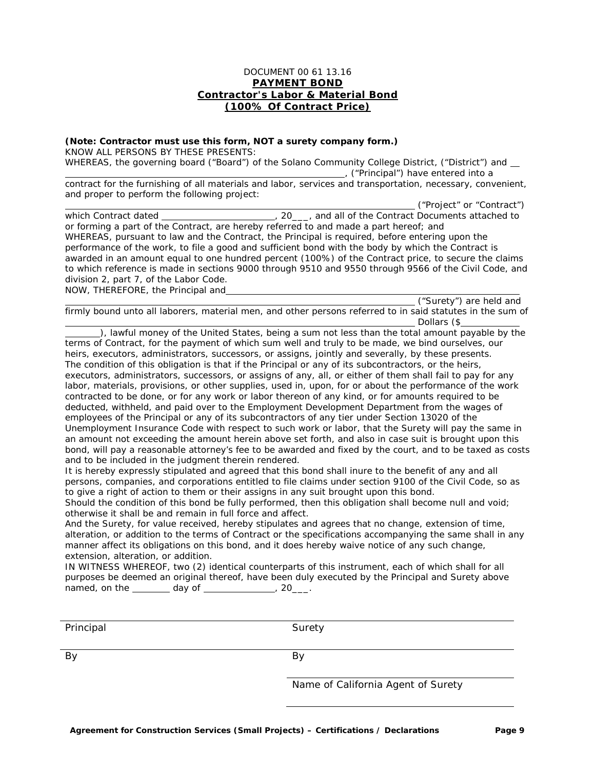DOCUMENT 00 61 13.16

**PAYMENT BOND**

**Contractor's Labor & Material Bond**

**(100% Of Contract Price)**

***(Note: Contractor must use this form, NOT a surety company form.)***

KNOW ALL PERSONS BY THESE PRESENTS:

WHEREAS, the governing board ("Board") of the Solano Community College District, ("District") and ______________________________________________________, ("Principal") have entered into a contract for the furnishing of all materials and labor, services and transportation, necessary, convenient, and proper to perform the following project:

______________________________________________________ ("Project" or "Contract") which Contract dated ________________________, 20___, and all of the Contract Documents attached to or forming a part of the Contract, are hereby referred to and made a part hereof; and

WHEREAS, pursuant to law and the Contract, the Principal is required, before entering upon the performance of the work, to file a good and sufficient bond with the body by which the Contract is awarded in an amount equal to one hundred percent (100%) of the Contract price, to secure the claims to which reference is made in sections 9000 through 9510 and 9550 through 9566 of the Civil Code, and division 2, part 7, of the Labor Code.

NOW, THEREFORE, the Principal and ______________________________________________________ ("Surety") are held and firmly bound unto all laborers, material men, and other persons referred to in said statutes in the sum of ______________________________________________________ Dollars ($____________________), lawful money of the United States, being a sum not less than the total amount payable by the terms of Contract, for the payment of which sum well and truly to be made, we bind ourselves, our heirs, executors, administrators, successors, or assigns, jointly and severally, by these presents.

The condition of this obligation is that if the Principal or any of its subcontractors, or the heirs, executors, administrators, successors, or assigns of any, all, or either of them shall fail to pay for any labor, materials, provisions, or other supplies, used in, upon, for or about the performance of the work contracted to be done, or for any work or labor thereon of any kind, or for amounts required to be deducted, withheld, and paid over to the Employment Development Department from the wages of employees of the Principal or any of its subcontractors of any tier under Section 13020 of the Unemployment Insurance Code with respect to such work or labor, that the Surety will pay the same in an amount not exceeding the amount herein above set forth, and also in case suit is brought upon this bond, will pay a reasonable attorney's fee to be awarded and fixed by the court, and to be taxed as costs and to be included in the judgment therein rendered.

It is hereby expressly stipulated and agreed that this bond shall inure to the benefit of any and all persons, companies, and corporations entitled to file claims under section 9100 of the Civil Code, so as to give a right of action to them or their assigns in any suit brought upon this bond.

Should the condition of this bond be fully performed, then this obligation shall become null and void; otherwise it shall be and remain in full force and affect.

And the Surety, for value received, hereby stipulates and agrees that no change, extension of time, alteration, or addition to the terms of Contract or the specifications accompanying the same shall in any manner affect its obligations on this bond, and it does hereby waive notice of any such change, extension, alteration, or addition.

IN WITNESS WHEREOF, two (2) identical counterparts of this instrument, each of which shall for all purposes be deemed an original thereof, have been duly executed by the Principal and Surety above named, on the ________ day of ______________, 20___.

| | |
|---|---|
| Principal | Surety |
| By | By |
| | Name of California Agent of Surety |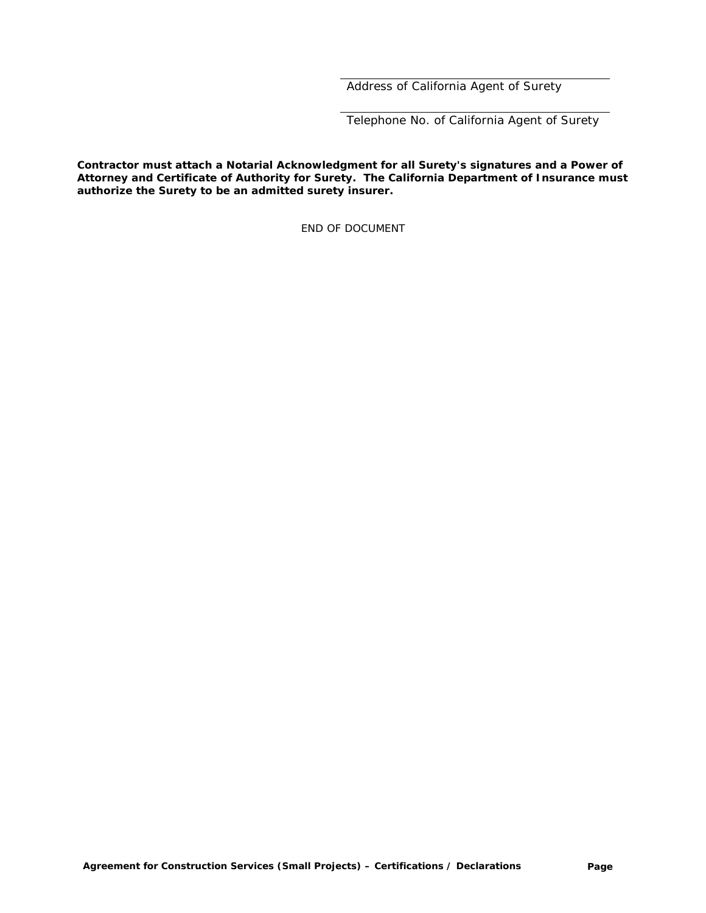Address of California Agent of Surety

Telephone No. of California Agent of Surety

**Contractor must attach a Notarial Acknowledgment for all Surety's signatures and a Power of Attorney and Certificate of Authority for Surety. The California Department of Insurance must authorize the Surety to be an admitted surety insurer.**

END OF DOCUMENT